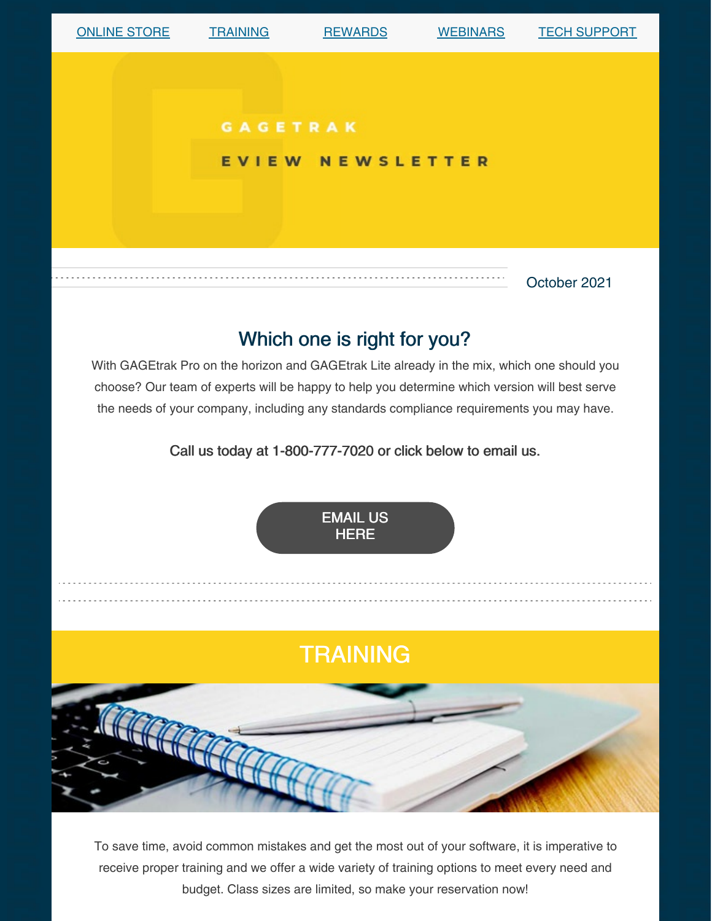ONLINE STORE | TRAINING | REWARDS | WEBINARS | TECH SUPPORT

# GAGETRAK

## EVIEW NEWSLETTER

October 2021

## Which one is right for you?

With GAGEtrak Pro on the horizon and GAGEtrak Lite already in the mix, which one should you choose? Our team of experts will be happy to help you determine which version will best serve the needs of your company, including any standards compliance requirements you may have.

Call us today at 1-800-777-7020 or click below to email us.

EMAIL US HERE

## TRAINING

To save time, avoid common mistakes and get the most out of your software, it is imperative to receive proper training and we offer a wide variety of training options to meet every need and budget. Class sizes are limited, so make your reservation now!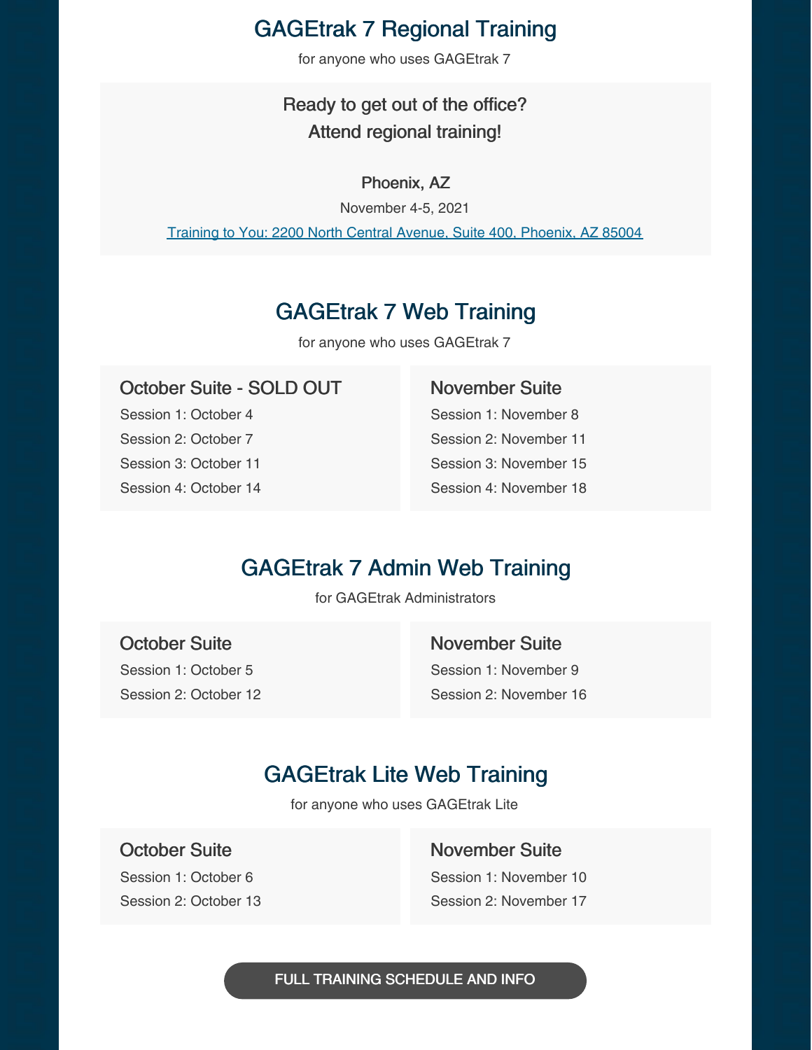## GAGEtrak 7 Regional Training

for anyone who uses GAGEtrak 7

Ready to get out of the office?
Attend regional training!

**Phoenix, AZ**

November 4-5, 2021

[Training to You: 2200 North Central Avenue, Suite 400, Phoenix, AZ 85004]

## GAGEtrak 7 Web Training

for anyone who uses GAGEtrak 7

### October Suite - SOLD OUT

Session 1: October 4

Session 2: October 7

Session 3: October 11

Session 4: October 14

### November Suite

Session 1: November 8

Session 2: November 11

Session 3: November 15

Session 4: November 18

## GAGEtrak 7 Admin Web Training

for GAGEtrak Administrators

### October Suite

Session 1: October 5

Session 2: October 12

### November Suite

Session 1: November 9

Session 2: November 16

## GAGEtrak Lite Web Training

for anyone who uses GAGEtrak Lite

### October Suite

Session 1: October 6

Session 2: October 13

### November Suite

Session 1: November 10

Session 2: November 17

**FULL TRAINING SCHEDULE AND INFO**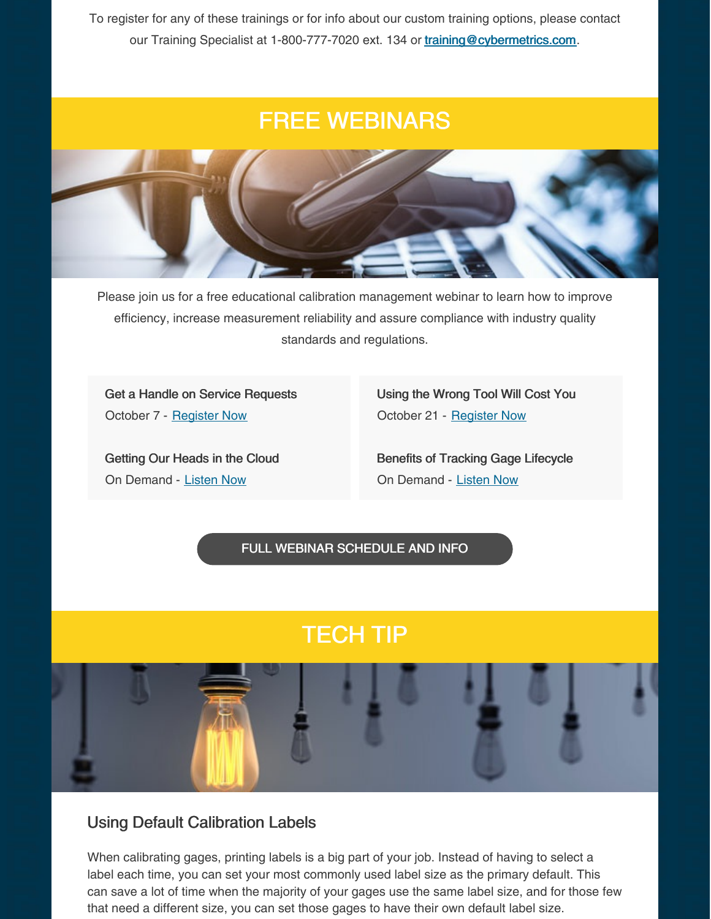To register for any of these trainings or for info about our custom training options, please contact our Training Specialist at 1-800-777-7020 ext. 134 or training@cybermetrics.com.

# FREE WEBINARS

Please join us for a free educational calibration management webinar to learn how to improve efficiency, increase measurement reliability and assure compliance with industry quality standards and regulations.

**Get a Handle on Service Requests**
October 7 - Register Now

**Getting Our Heads in the Cloud**
On Demand - Listen Now

**Using the Wrong Tool Will Cost You**
October 21 - Register Now

**Benefits of Tracking Gage Lifecycle**
On Demand - Listen Now

FULL WEBINAR SCHEDULE AND INFO

# TECH TIP

## Using Default Calibration Labels

When calibrating gages, printing labels is a big part of your job. Instead of having to select a label each time, you can set your most commonly used label size as the primary default. This can save a lot of time when the majority of your gages use the same label size, and for those few that need a different size, you can set those gages to have their own default label size.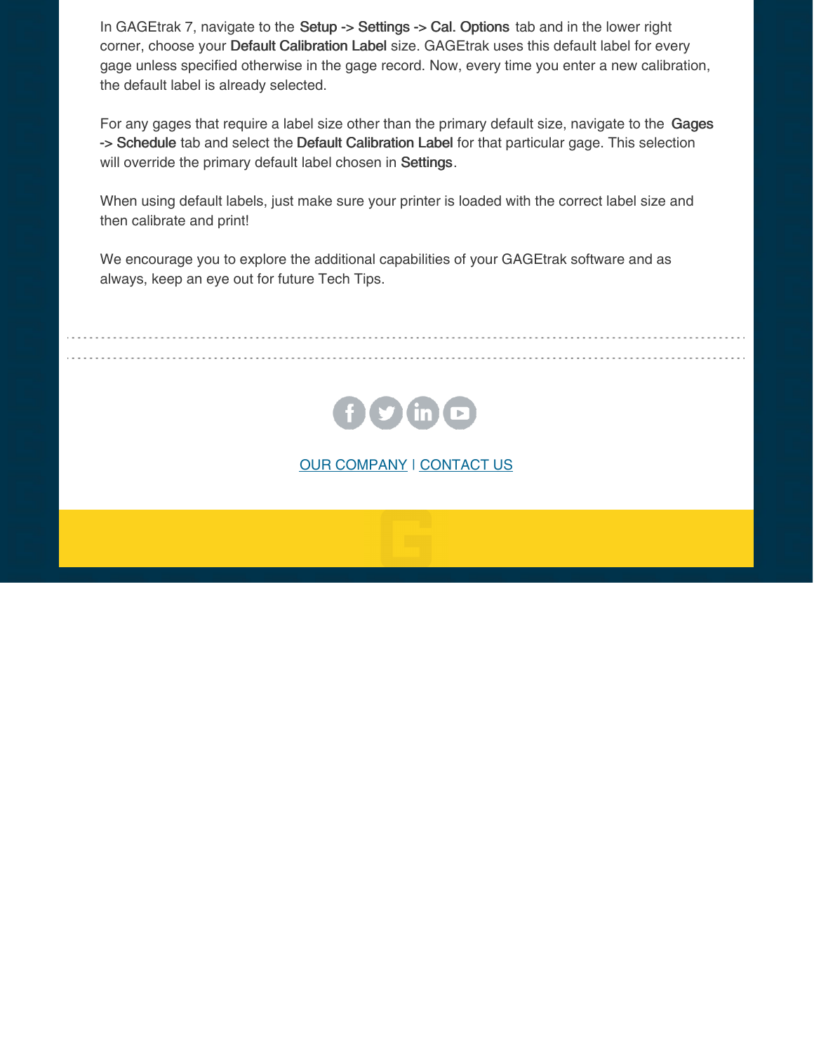In GAGEtrak 7, navigate to the **Setup -> Settings -> Cal. Options** tab and in the lower right corner, choose your **Default Calibration Label** size. GAGEtrak uses this default label for every gage unless specified otherwise in the gage record. Now, every time you enter a new calibration, the default label is already selected.

For any gages that require a label size other than the primary default size, navigate to the **Gages -> Schedule** tab and select the **Default Calibration Label** for that particular gage. This selection will override the primary default label chosen in **Settings**.

When using default labels, just make sure your printer is loaded with the correct label size and then calibrate and print!

We encourage you to explore the additional capabilities of your GAGEtrak software and as always, keep an eye out for future Tech Tips.

OUR COMPANY | CONTACT US